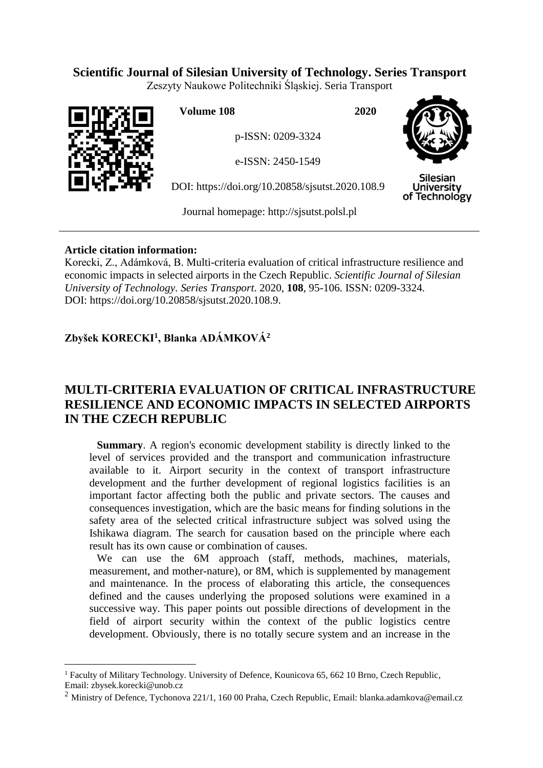**Scientific Journal of Silesian University of Technology. Series Transport**

Zeszyty Naukowe Politechniki Śląskiej. Seria Transport

**Volume 108** **2020**

p-ISSN: 0209-3324

e-ISSN: 2450-1549

DOI: https://doi.org/10.20858/sjsutst.2020.108.9

Journal homepage: http://sjsutst.polsl.pl

---

**Article citation information:**

Korecki, Z., Adámková, B. Multi-criteria evaluation of critical infrastructure resilience and economic impacts in selected airports in the Czech Republic. *Scientific Journal of Silesian University of Technology. Series Transport*. 2020, **108**, 95-106. ISSN: 0209-3324. DOI: https://doi.org/10.20858/sjsutst.2020.108.9.

**Zbyšek KORECKI[1], Blanka ADÁMKOVÁ[2]**

# MULTI-CRITERIA EVALUATION OF CRITICAL INFRASTRUCTURE RESILIENCE AND ECONOMIC IMPACTS IN SELECTED AIRPORTS IN THE CZECH REPUBLIC

**Summary**. A region's economic development stability is directly linked to the level of services provided and the transport and communication infrastructure available to it. Airport security in the context of transport infrastructure development and the further development of regional logistics facilities is an important factor affecting both the public and private sectors. The causes and consequences investigation, which are the basic means for finding solutions in the safety area of the selected critical infrastructure subject was solved using the Ishikawa diagram. The search for causation based on the principle where each result has its own cause or combination of causes.

We can use the 6M approach (staff, methods, machines, materials, measurement, and mother-nature), or 8M, which is supplemented by management and maintenance. In the process of elaborating this article, the consequences defined and the causes underlying the proposed solutions were examined in a successive way. This paper points out possible directions of development in the field of airport security within the context of the public logistics centre development. Obviously, there is no totally secure system and an increase in the

---

[1] Faculty of Military Technology. University of Defence, Kounicova 65, 662 10 Brno, Czech Republic, Email: zbysek.korecki@unob.cz

[2] Ministry of Defence, Tychonova 221/1, 160 00 Praha, Czech Republic, Email: blanka.adamkova@email.cz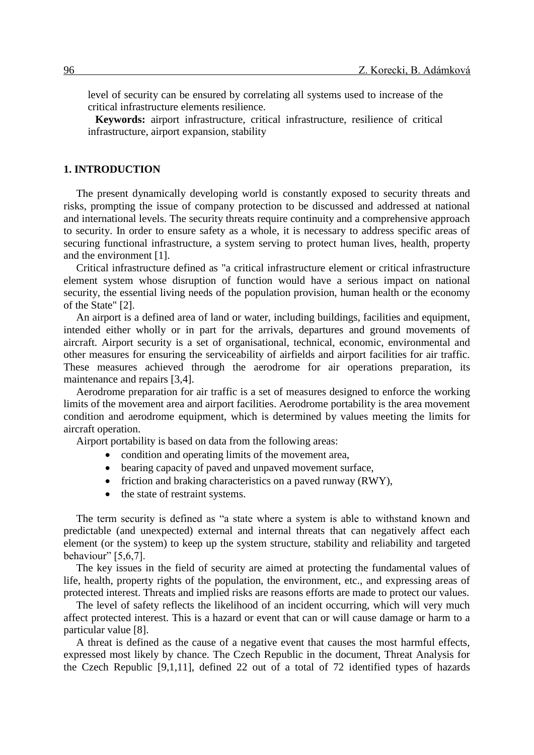level of security can be ensured by correlating all systems used to increase of the critical infrastructure elements resilience.

**Keywords:** airport infrastructure, critical infrastructure, resilience of critical infrastructure, airport expansion, stability

## 1. INTRODUCTION

The present dynamically developing world is constantly exposed to security threats and risks, prompting the issue of company protection to be discussed and addressed at national and international levels. The security threats require continuity and a comprehensive approach to security. In order to ensure safety as a whole, it is necessary to address specific areas of securing functional infrastructure, a system serving to protect human lives, health, property and the environment [1].

Critical infrastructure defined as "a critical infrastructure element or critical infrastructure element system whose disruption of function would have a serious impact on national security, the essential living needs of the population provision, human health or the economy of the State" [2].

An airport is a defined area of land or water, including buildings, facilities and equipment, intended either wholly or in part for the arrivals, departures and ground movements of aircraft. Airport security is a set of organisational, technical, economic, environmental and other measures for ensuring the serviceability of airfields and airport facilities for air traffic. These measures achieved through the aerodrome for air operations preparation, its maintenance and repairs [3,4].

Aerodrome preparation for air traffic is a set of measures designed to enforce the working limits of the movement area and airport facilities. Aerodrome portability is the area movement condition and aerodrome equipment, which is determined by values meeting the limits for aircraft operation.

Airport portability is based on data from the following areas:

- condition and operating limits of the movement area,
- bearing capacity of paved and unpaved movement surface,
- friction and braking characteristics on a paved runway (RWY),
- the state of restraint systems.

The term security is defined as "a state where a system is able to withstand known and predictable (and unexpected) external and internal threats that can negatively affect each element (or the system) to keep up the system structure, stability and reliability and targeted behaviour" [5,6,7].

The key issues in the field of security are aimed at protecting the fundamental values of life, health, property rights of the population, the environment, etc., and expressing areas of protected interest. Threats and implied risks are reasons efforts are made to protect our values.

The level of safety reflects the likelihood of an incident occurring, which will very much affect protected interest. This is a hazard or event that can or will cause damage or harm to a particular value [8].

A threat is defined as the cause of a negative event that causes the most harmful effects, expressed most likely by chance. The Czech Republic in the document, Threat Analysis for the Czech Republic [9,1,11], defined 22 out of a total of 72 identified types of hazards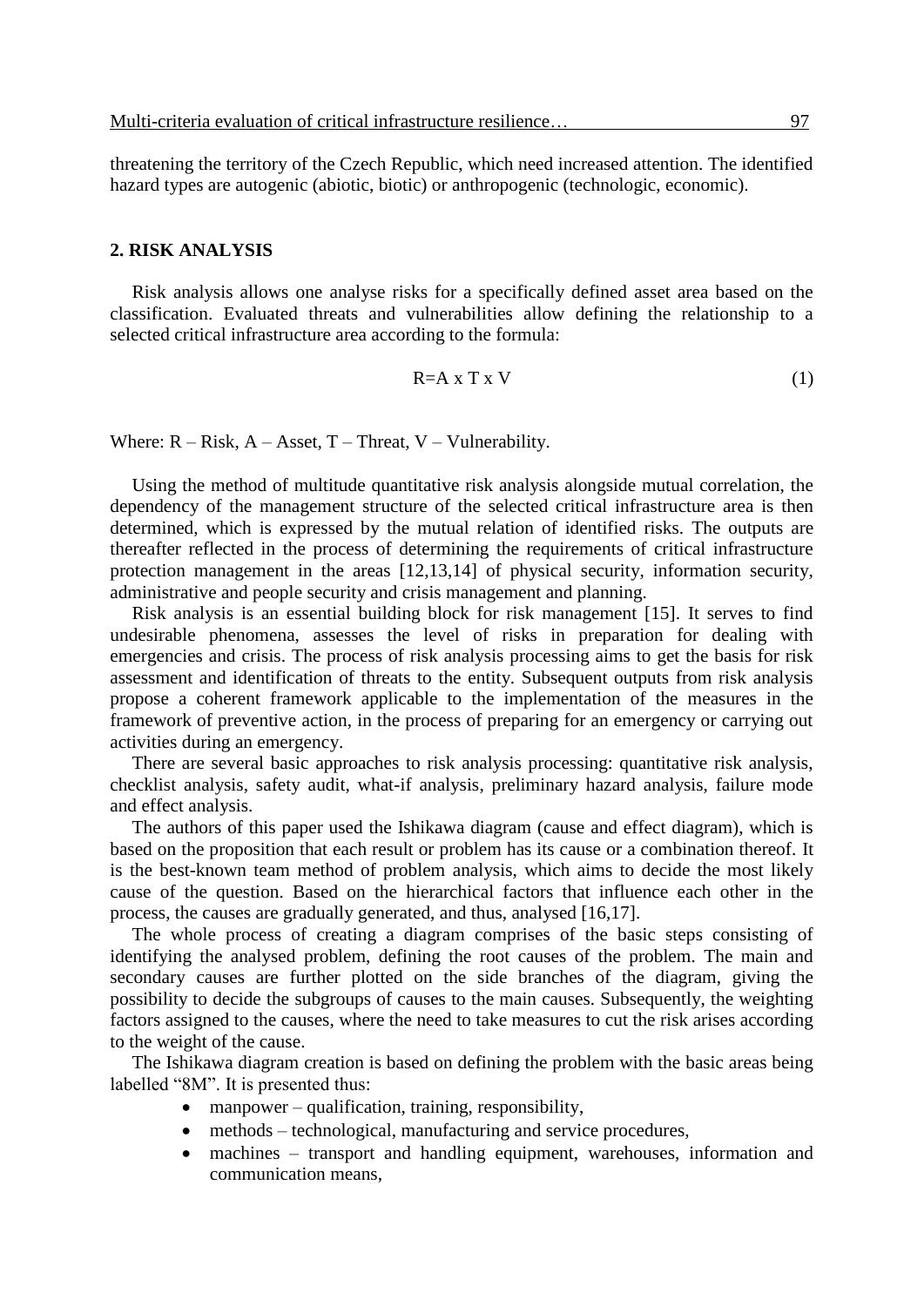threatening the territory of the Czech Republic, which need increased attention. The identified hazard types are autogenic (abiotic, biotic) or anthropogenic (technologic, economic).

## 2. RISK ANALYSIS

Risk analysis allows one analyse risks for a specifically defined asset area based on the classification. Evaluated threats and vulnerabilities allow defining the relationship to a selected critical infrastructure area according to the formula:

$$R = A \times T \times V \tag{1}$$

Where: R – Risk, A – Asset, T – Threat, V – Vulnerability.

Using the method of multitude quantitative risk analysis alongside mutual correlation, the dependency of the management structure of the selected critical infrastructure area is then determined, which is expressed by the mutual relation of identified risks. The outputs are thereafter reflected in the process of determining the requirements of critical infrastructure protection management in the areas [12,13,14] of physical security, information security, administrative and people security and crisis management and planning.

Risk analysis is an essential building block for risk management [15]. It serves to find undesirable phenomena, assesses the level of risks in preparation for dealing with emergencies and crisis. The process of risk analysis processing aims to get the basis for risk assessment and identification of threats to the entity. Subsequent outputs from risk analysis propose a coherent framework applicable to the implementation of the measures in the framework of preventive action, in the process of preparing for an emergency or carrying out activities during an emergency.

There are several basic approaches to risk analysis processing: quantitative risk analysis, checklist analysis, safety audit, what-if analysis, preliminary hazard analysis, failure mode and effect analysis.

The authors of this paper used the Ishikawa diagram (cause and effect diagram), which is based on the proposition that each result or problem has its cause or a combination thereof. It is the best-known team method of problem analysis, which aims to decide the most likely cause of the question. Based on the hierarchical factors that influence each other in the process, the causes are gradually generated, and thus, analysed [16,17].

The whole process of creating a diagram comprises of the basic steps consisting of identifying the analysed problem, defining the root causes of the problem. The main and secondary causes are further plotted on the side branches of the diagram, giving the possibility to decide the subgroups of causes to the main causes. Subsequently, the weighting factors assigned to the causes, where the need to take measures to cut the risk arises according to the weight of the cause.

The Ishikawa diagram creation is based on defining the problem with the basic areas being labelled "8M". It is presented thus:

- manpower – qualification, training, responsibility,
- methods – technological, manufacturing and service procedures,
- machines – transport and handling equipment, warehouses, information and communication means,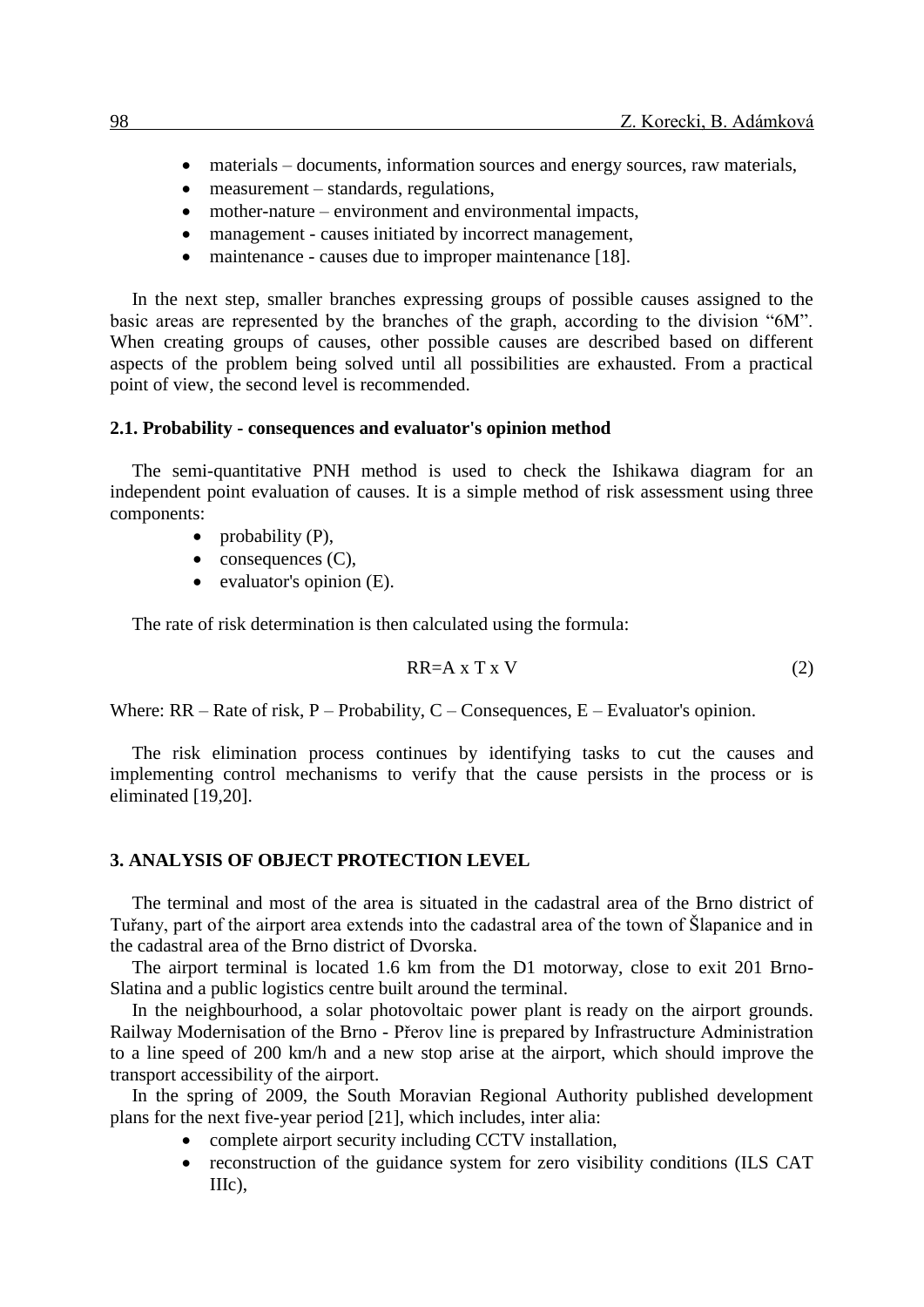- materials – documents, information sources and energy sources, raw materials,
- measurement – standards, regulations,
- mother-nature – environment and environmental impacts,
- management - causes initiated by incorrect management,
- maintenance - causes due to improper maintenance [18].

In the next step, smaller branches expressing groups of possible causes assigned to the basic areas are represented by the branches of the graph, according to the division "6M". When creating groups of causes, other possible causes are described based on different aspects of the problem being solved until all possibilities are exhausted. From a practical point of view, the second level is recommended.

### 2.1. Probability - consequences and evaluator's opinion method

The semi-quantitative PNH method is used to check the Ishikawa diagram for an independent point evaluation of causes. It is a simple method of risk assessment using three components:

- probability (P),
- consequences (C),
- evaluator's opinion (E).

The rate of risk determination is then calculated using the formula:

$$RR = A \text{ x } T \text{ x } V \tag{2}$$

Where: RR – Rate of risk, P – Probability, C – Consequences, E – Evaluator's opinion.

The risk elimination process continues by identifying tasks to cut the causes and implementing control mechanisms to verify that the cause persists in the process or is eliminated [19,20].

## 3. ANALYSIS OF OBJECT PROTECTION LEVEL

The terminal and most of the area is situated in the cadastral area of the Brno district of Tuřany, part of the airport area extends into the cadastral area of the town of Šlapanice and in the cadastral area of the Brno district of Dvorska.

The airport terminal is located 1.6 km from the D1 motorway, close to exit 201 Brno-Slatina and a public logistics centre built around the terminal.

In the neighbourhood, a solar photovoltaic power plant is ready on the airport grounds. Railway Modernisation of the Brno - Přerov line is prepared by Infrastructure Administration to a line speed of 200 km/h and a new stop arise at the airport, which should improve the transport accessibility of the airport.

In the spring of 2009, the South Moravian Regional Authority published development plans for the next five-year period [21], which includes, inter alia:

- complete airport security including CCTV installation,
- reconstruction of the guidance system for zero visibility conditions (ILS CAT IIIc),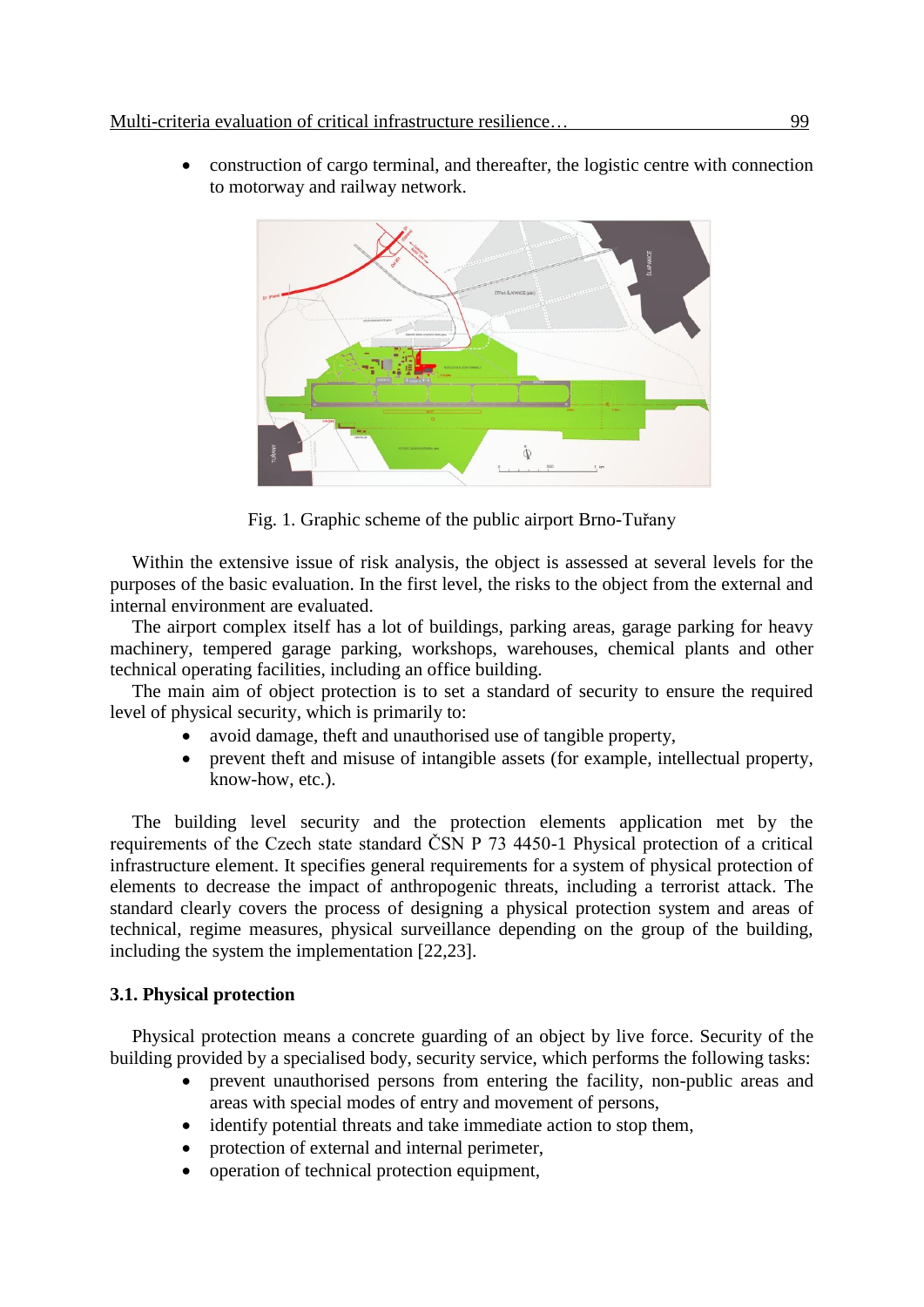- construction of cargo terminal, and thereafter, the logistic centre with connection to motorway and railway network.

Fig. 1. Graphic scheme of the public airport Brno-Tuřany

Within the extensive issue of risk analysis, the object is assessed at several levels for the purposes of the basic evaluation. In the first level, the risks to the object from the external and internal environment are evaluated.

The airport complex itself has a lot of buildings, parking areas, garage parking for heavy machinery, tempered garage parking, workshops, warehouses, chemical plants and other technical operating facilities, including an office building.

The main aim of object protection is to set a standard of security to ensure the required level of physical security, which is primarily to:

- avoid damage, theft and unauthorised use of tangible property,
- prevent theft and misuse of intangible assets (for example, intellectual property, know-how, etc.).

The building level security and the protection elements application met by the requirements of the Czech state standard ČSN P 73 4450-1 Physical protection of a critical infrastructure element. It specifies general requirements for a system of physical protection of elements to decrease the impact of anthropogenic threats, including a terrorist attack. The standard clearly covers the process of designing a physical protection system and areas of technical, regime measures, physical surveillance depending on the group of the building, including the system the implementation [22,23].

### 3.1. Physical protection

Physical protection means a concrete guarding of an object by live force. Security of the building provided by a specialised body, security service, which performs the following tasks:

- prevent unauthorised persons from entering the facility, non-public areas and areas with special modes of entry and movement of persons,
- identify potential threats and take immediate action to stop them,
- protection of external and internal perimeter,
- operation of technical protection equipment,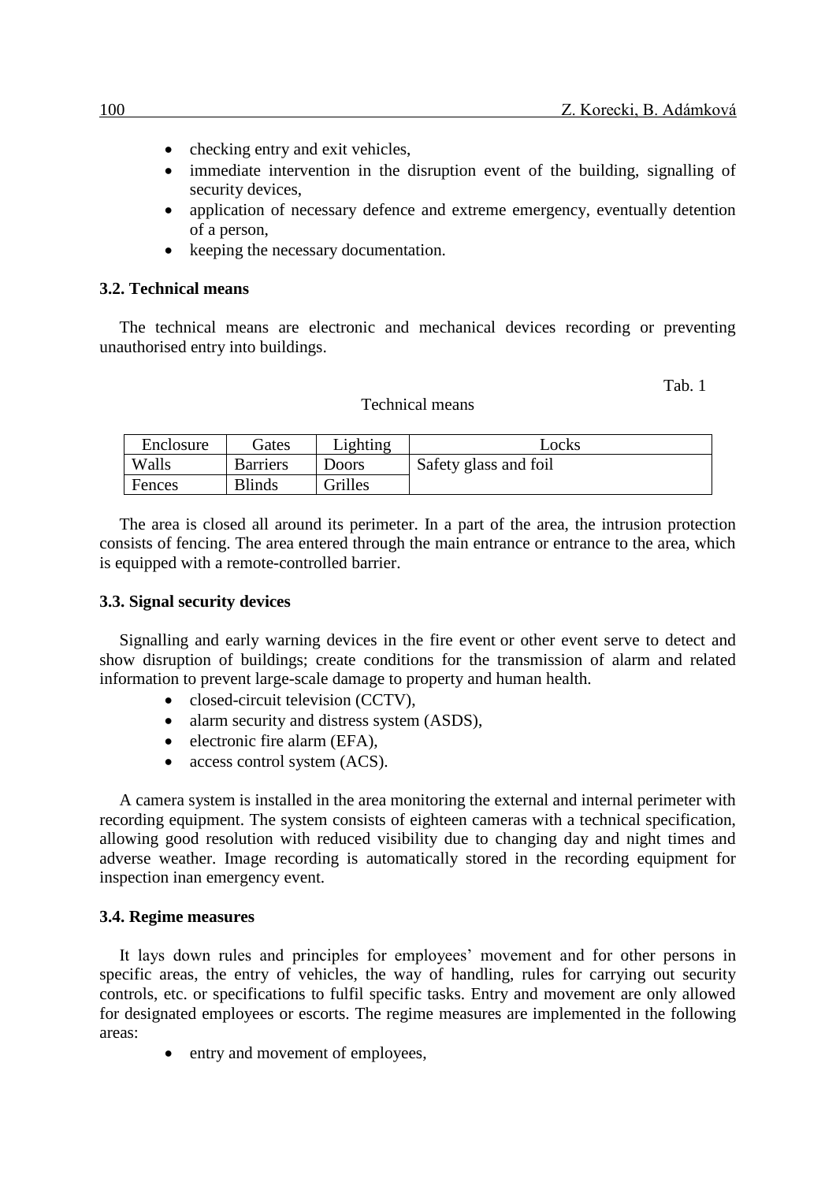- checking entry and exit vehicles,
- immediate intervention in the disruption event of the building, signalling of security devices,
- application of necessary defence and extreme emergency, eventually detention of a person,
- keeping the necessary documentation.

### 3.2. Technical means

The technical means are electronic and mechanical devices recording or preventing unauthorised entry into buildings.

Tab. 1

Technical means

| Enclosure | Gates | Lighting | Locks |
|---|---|---|---|
| Walls | Barriers | Doors | Safety glass and foil |
| Fences | Blinds | Grilles | |

The area is closed all around its perimeter. In a part of the area, the intrusion protection consists of fencing. The area entered through the main entrance or entrance to the area, which is equipped with a remote-controlled barrier.

### 3.3. Signal security devices

Signalling and early warning devices in the fire event or other event serve to detect and show disruption of buildings; create conditions for the transmission of alarm and related information to prevent large-scale damage to property and human health.

- closed-circuit television (CCTV),
- alarm security and distress system (ASDS),
- electronic fire alarm (EFA),
- access control system (ACS).

A camera system is installed in the area monitoring the external and internal perimeter with recording equipment. The system consists of eighteen cameras with a technical specification, allowing good resolution with reduced visibility due to changing day and night times and adverse weather. Image recording is automatically stored in the recording equipment for inspection inan emergency event.

### 3.4. Regime measures

It lays down rules and principles for employees' movement and for other persons in specific areas, the entry of vehicles, the way of handling, rules for carrying out security controls, etc. or specifications to fulfil specific tasks. Entry and movement are only allowed for designated employees or escorts. The regime measures are implemented in the following areas:

- entry and movement of employees,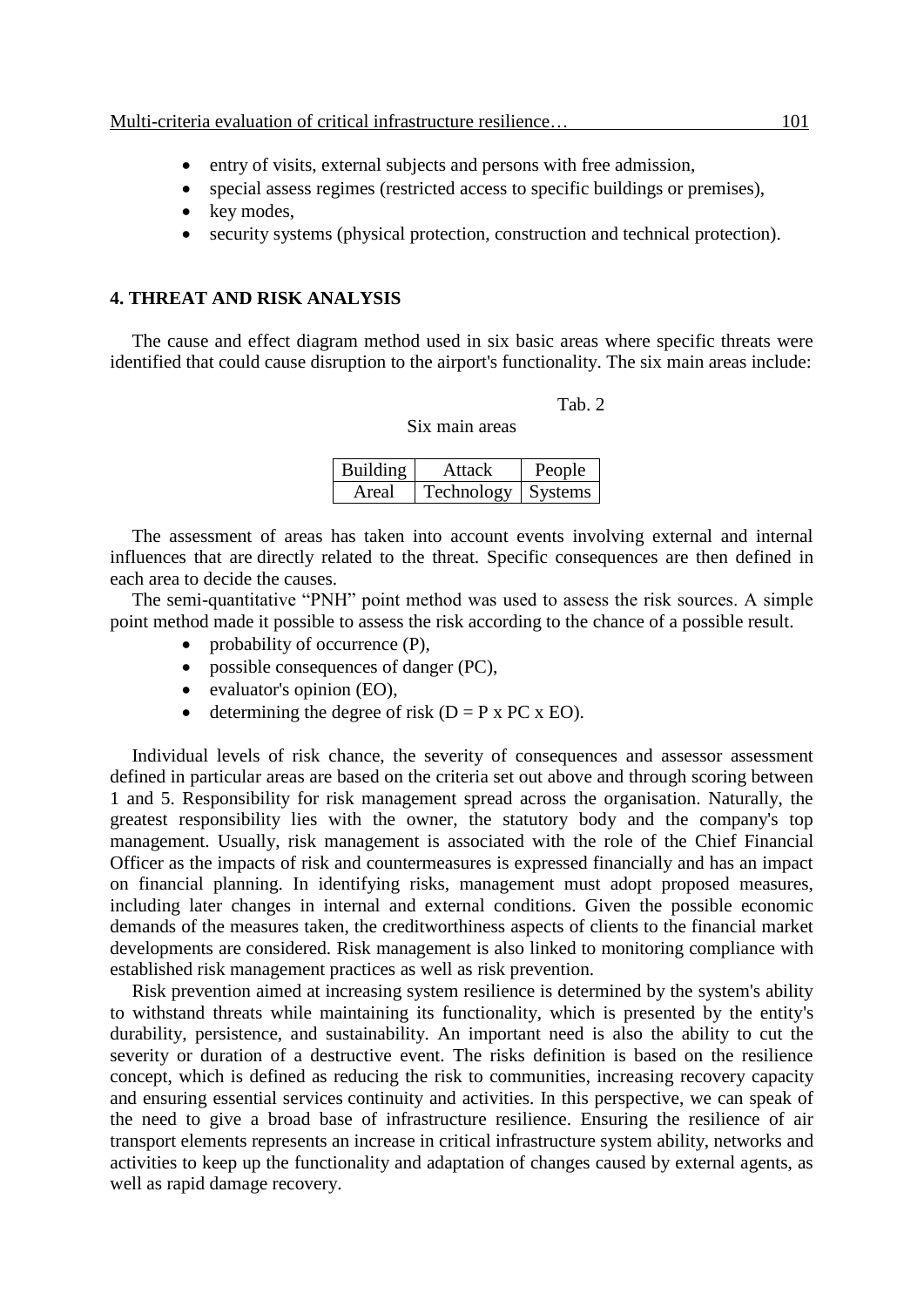- entry of visits, external subjects and persons with free admission,
- special assess regimes (restricted access to specific buildings or premises),
- key modes,
- security systems (physical protection, construction and technical protection).

## 4. THREAT AND RISK ANALYSIS

The cause and effect diagram method used in six basic areas where specific threats were identified that could cause disruption to the airport's functionality. The six main areas include:

Tab. 2

Six main areas

| Building | Attack | People |
|---|---|---|
| Areal | Technology | Systems |

The assessment of areas has taken into account events involving external and internal influences that are directly related to the threat. Specific consequences are then defined in each area to decide the causes.

The semi-quantitative "PNH" point method was used to assess the risk sources. A simple point method made it possible to assess the risk according to the chance of a possible result.

- probability of occurrence (P),
- possible consequences of danger (PC),
- evaluator's opinion (EO),
- determining the degree of risk (D = P x PC x EO).

Individual levels of risk chance, the severity of consequences and assessor assessment defined in particular areas are based on the criteria set out above and through scoring between 1 and 5. Responsibility for risk management spread across the organisation. Naturally, the greatest responsibility lies with the owner, the statutory body and the company's top management. Usually, risk management is associated with the role of the Chief Financial Officer as the impacts of risk and countermeasures is expressed financially and has an impact on financial planning. In identifying risks, management must adopt proposed measures, including later changes in internal and external conditions. Given the possible economic demands of the measures taken, the creditworthiness aspects of clients to the financial market developments are considered. Risk management is also linked to monitoring compliance with established risk management practices as well as risk prevention.

Risk prevention aimed at increasing system resilience is determined by the system's ability to withstand threats while maintaining its functionality, which is presented by the entity's durability, persistence, and sustainability. An important need is also the ability to cut the severity or duration of a destructive event. The risks definition is based on the resilience concept, which is defined as reducing the risk to communities, increasing recovery capacity and ensuring essential services continuity and activities. In this perspective, we can speak of the need to give a broad base of infrastructure resilience. Ensuring the resilience of air transport elements represents an increase in critical infrastructure system ability, networks and activities to keep up the functionality and adaptation of changes caused by external agents, as well as rapid damage recovery.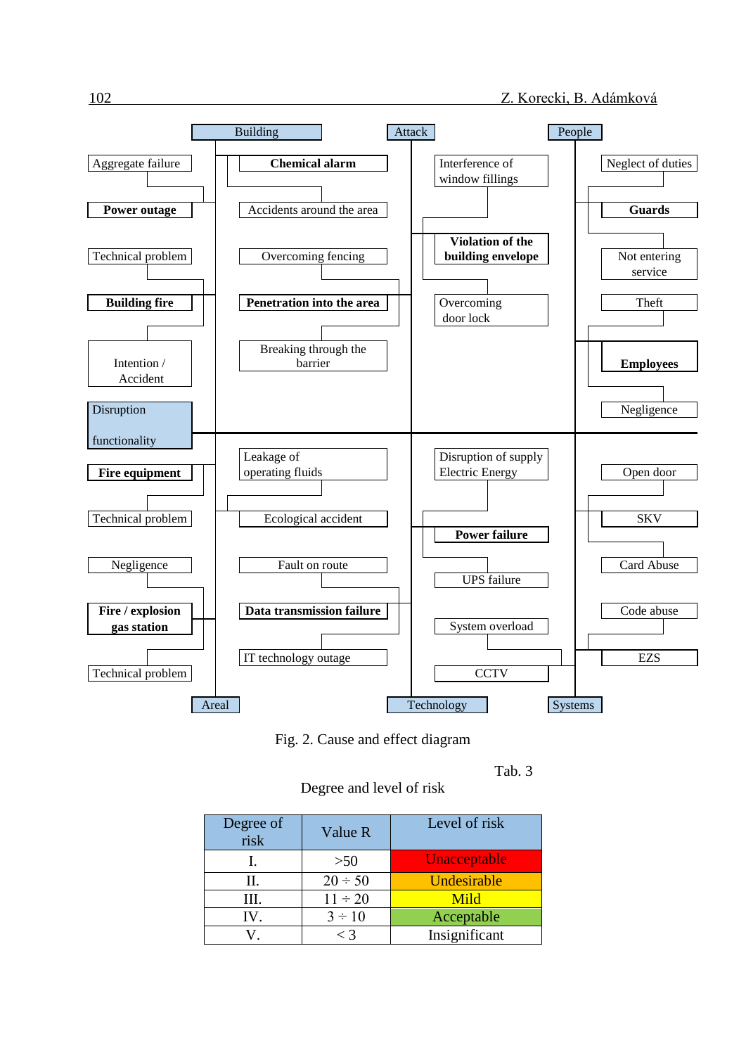**Building**
- Aggregate failure
- **Power outage**
- Technical problem
- **Building fire**
- Intention / Accident
- Disruption functionality
- **Chemical alarm**
- Accidents around the area
- Overcoming fencing
- **Penetration into the area**
- Breaking through the barrier

**Attack**
- Interference of window fillings
- **Violation of the building envelope**
- Overcoming door lock

**People**
- Neglect of duties
- **Guards**
- Not entering service
- Theft
- **Employees**
- Negligence

**Areal**
- **Fire equipment**
- Technical problem
- Negligence
- **Fire / explosion gas station**
- Technical problem
- Leakage of operating fluids
- Ecological accident
- Fault on route
- **Data transmission failure**
- IT technology outage

**Technology**
- Disruption of supply Electric Energy
- **Power failure**
- UPS failure
- System overload
- CCTV

**Systems**
- Open door
- SKV
- Card Abuse
- Code abuse
- EZS

Fig. 2. Cause and effect diagram

Tab. 3

Degree and level of risk

| Degree of risk | Value R | Level of risk |
|---|---|---|
| I. | >50 | Unacceptable |
| II. | 20 ÷ 50 | Undesirable |
| III. | 11 ÷ 20 | Mild |
| IV. | 3 ÷ 10 | Acceptable |
| V. | < 3 | Insignificant |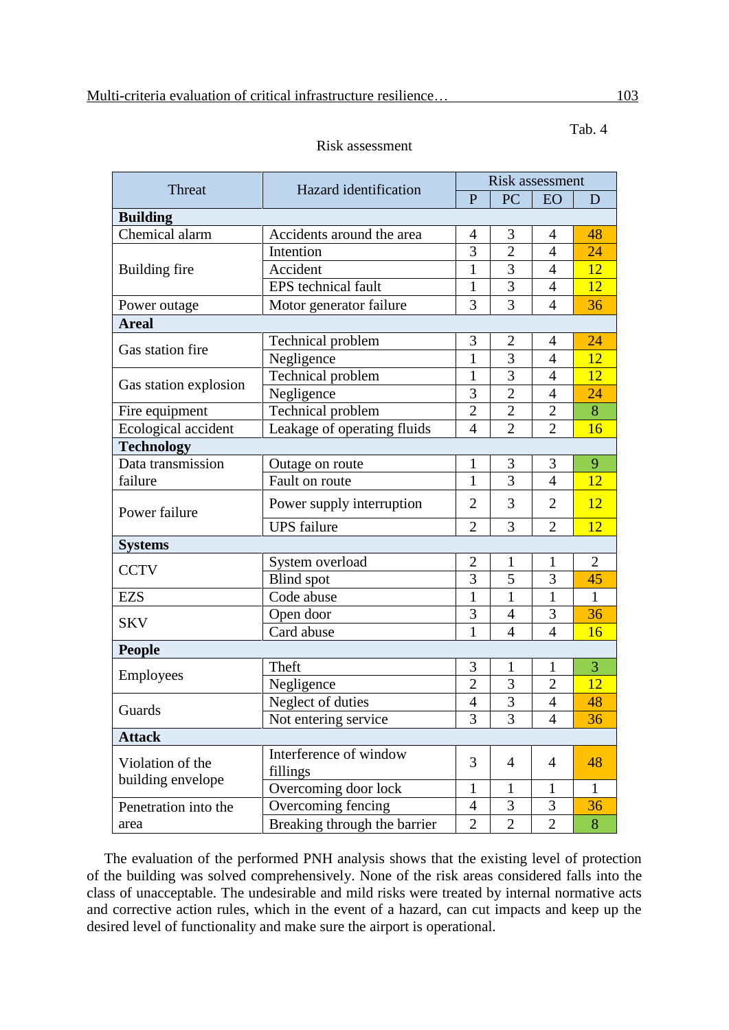Tab. 4

Risk assessment

| Threat | Hazard identification | Risk assessment | | | |
|---|---|---|---|---|---|
| | | P | PC | EO | D |
| **Building** | | | | | |
| Chemical alarm | Accidents around the area | 4 | 3 | 4 | 48 |
| Building fire | Intention | 3 | 2 | 4 | 24 |
| | Accident | 1 | 3 | 4 | 12 |
| | EPS technical fault | 1 | 3 | 4 | 12 |
| Power outage | Motor generator failure | 3 | 3 | 4 | 36 |
| **Areal** | | | | | |
| Gas station fire | Technical problem | 3 | 2 | 4 | 24 |
| | Negligence | 1 | 3 | 4 | 12 |
| Gas station explosion | Technical problem | 1 | 3 | 4 | 12 |
| | Negligence | 3 | 2 | 4 | 24 |
| Fire equipment | Technical problem | 2 | 2 | 2 | 8 |
| Ecological accident | Leakage of operating fluids | 4 | 2 | 2 | 16 |
| **Technology** | | | | | |
| Data transmission failure | Outage on route | 1 | 3 | 3 | 9 |
| | Fault on route | 1 | 3 | 4 | 12 |
| Power failure | Power supply interruption | 2 | 3 | 2 | 12 |
| | UPS failure | 2 | 3 | 2 | 12 |
| **Systems** | | | | | |
| CCTV | System overload | 2 | 1 | 1 | 2 |
| | Blind spot | 3 | 5 | 3 | 45 |
| EZS | Code abuse | 1 | 1 | 1 | 1 |
| SKV | Open door | 3 | 4 | 3 | 36 |
| | Card abuse | 1 | 4 | 4 | 16 |
| **People** | | | | | |
| Employees | Theft | 3 | 1 | 1 | 3 |
| | Negligence | 2 | 3 | 2 | 12 |
| Guards | Neglect of duties | 4 | 3 | 4 | 48 |
| | Not entering service | 3 | 3 | 4 | 36 |
| **Attack** | | | | | |
| Violation of the building envelope | Interference of window fillings | 3 | 4 | 4 | 48 |
| | Overcoming door lock | 1 | 1 | 1 | 1 |
| Penetration into the area | Overcoming fencing | 4 | 3 | 3 | 36 |
| | Breaking through the barrier | 2 | 2 | 2 | 8 |

The evaluation of the performed PNH analysis shows that the existing level of protection of the building was solved comprehensively. None of the risk areas considered falls into the class of unacceptable. The undesirable and mild risks were treated by internal normative acts and corrective action rules, which in the event of a hazard, can cut impacts and keep up the desired level of functionality and make sure the airport is operational.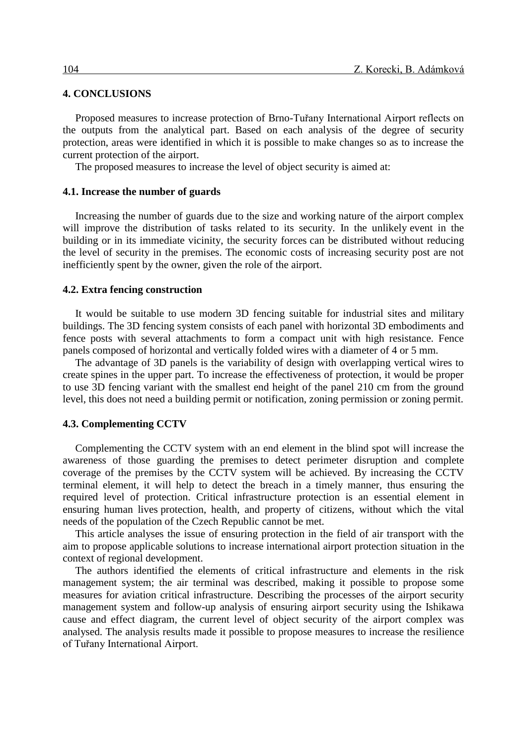## 4. CONCLUSIONS

Proposed measures to increase protection of Brno-Tuřany International Airport reflects on the outputs from the analytical part. Based on each analysis of the degree of security protection, areas were identified in which it is possible to make changes so as to increase the current protection of the airport.

The proposed measures to increase the level of object security is aimed at:

### 4.1. Increase the number of guards

Increasing the number of guards due to the size and working nature of the airport complex will improve the distribution of tasks related to its security. In the unlikely event in the building or in its immediate vicinity, the security forces can be distributed without reducing the level of security in the premises. The economic costs of increasing security post are not inefficiently spent by the owner, given the role of the airport.

### 4.2. Extra fencing construction

It would be suitable to use modern 3D fencing suitable for industrial sites and military buildings. The 3D fencing system consists of each panel with horizontal 3D embodiments and fence posts with several attachments to form a compact unit with high resistance. Fence panels composed of horizontal and vertically folded wires with a diameter of 4 or 5 mm.

The advantage of 3D panels is the variability of design with overlapping vertical wires to create spines in the upper part. To increase the effectiveness of protection, it would be proper to use 3D fencing variant with the smallest end height of the panel 210 cm from the ground level, this does not need a building permit or notification, zoning permission or zoning permit.

### 4.3. Complementing CCTV

Complementing the CCTV system with an end element in the blind spot will increase the awareness of those guarding the premises to detect perimeter disruption and complete coverage of the premises by the CCTV system will be achieved. By increasing the CCTV terminal element, it will help to detect the breach in a timely manner, thus ensuring the required level of protection. Critical infrastructure protection is an essential element in ensuring human lives protection, health, and property of citizens, without which the vital needs of the population of the Czech Republic cannot be met.

This article analyses the issue of ensuring protection in the field of air transport with the aim to propose applicable solutions to increase international airport protection situation in the context of regional development.

The authors identified the elements of critical infrastructure and elements in the risk management system; the air terminal was described, making it possible to propose some measures for aviation critical infrastructure. Describing the processes of the airport security management system and follow-up analysis of ensuring airport security using the Ishikawa cause and effect diagram, the current level of object security of the airport complex was analysed. The analysis results made it possible to propose measures to increase the resilience of Tuřany International Airport.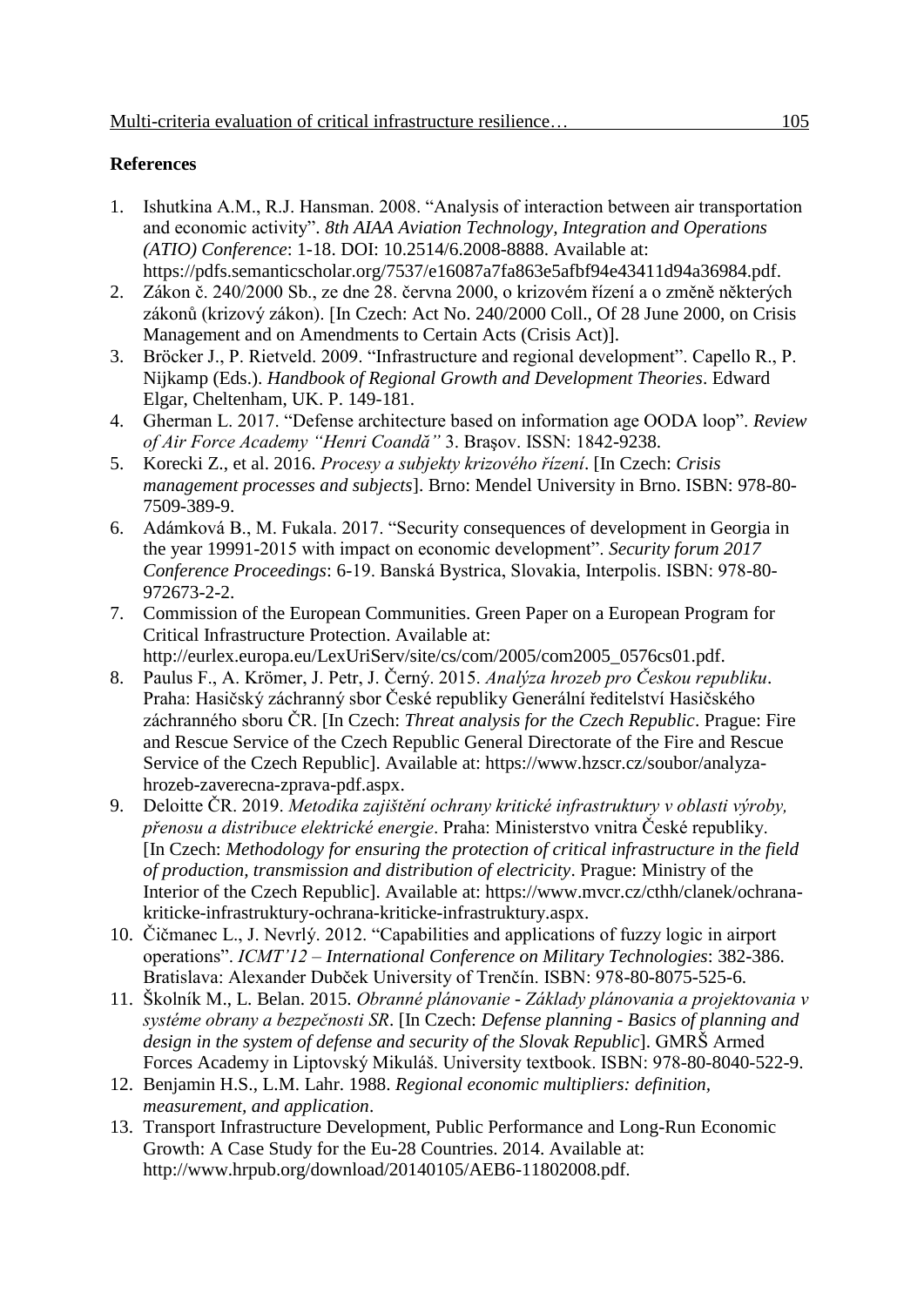## References

1. Ishutkina A.M., R.J. Hansman. 2008. "Analysis of interaction between air transportation and economic activity". *8th AIAA Aviation Technology, Integration and Operations (ATIO) Conference*: 1-18. DOI: 10.2514/6.2008-8888. Available at: https://pdfs.semanticscholar.org/7537/e16087a7fa863e5afbf94e43411d94a36984.pdf.
2. Zákon č. 240/2000 Sb., ze dne 28. června 2000, o krizovém řízení a o změně některých zákonů (krizový zákon). [In Czech: Act No. 240/2000 Coll., Of 28 June 2000, on Crisis Management and on Amendments to Certain Acts (Crisis Act)].
3. Bröcker J., P. Rietveld. 2009. "Infrastructure and regional development". Capello R., P. Nijkamp (Eds.). *Handbook of Regional Growth and Development Theories*. Edward Elgar, Cheltenham, UK. P. 149-181.
4. Gherman L. 2017. "Defense architecture based on information age OODA loop". *Review of Air Force Academy "Henri Coandă"* 3. Brașov. ISSN: 1842-9238.
5. Korecki Z., et al. 2016. *Procesy a subjekty krizového řízení*. [In Czech: *Crisis management processes and subjects*]. Brno: Mendel University in Brno. ISBN: 978-80-7509-389-9.
6. Adámková B., M. Fukala. 2017. "Security consequences of development in Georgia in the year 19991-2015 with impact on economic development". *Security forum 2017 Conference Proceedings*: 6-19. Banská Bystrica, Slovakia, Interpolis. ISBN: 978-80-972673-2-2.
7. Commission of the European Communities. Green Paper on a European Program for Critical Infrastructure Protection. Available at: http://eurlex.europa.eu/LexUriServ/site/cs/com/2005/com2005_0576cs01.pdf.
8. Paulus F., A. Krömer, J. Petr, J. Černý. 2015. *Analýza hrozeb pro Českou republiku*. Praha: Hasičský záchranný sbor České republiky Generální ředitelství Hasičského záchranného sboru ČR. [In Czech: *Threat analysis for the Czech Republic*. Prague: Fire and Rescue Service of the Czech Republic General Directorate of the Fire and Rescue Service of the Czech Republic]. Available at: https://www.hzscr.cz/soubor/analyza-hrozeb-zaverecna-zprava-pdf.aspx.
9. Deloitte ČR. 2019. *Metodika zajištění ochrany kritické infrastruktury v oblasti výroby, přenosu a distribuce elektrické energie*. Praha: Ministerstvo vnitra České republiky. [In Czech: *Methodology for ensuring the protection of critical infrastructure in the field of production, transmission and distribution of electricity*. Prague: Ministry of the Interior of the Czech Republic]. Available at: https://www.mvcr.cz/cthh/clanek/ochrana-kriticke-infrastruktury-ochrana-kriticke-infrastruktury.aspx.
10. Čičmanec L., J. Nevrlý. 2012. "Capabilities and applications of fuzzy logic in airport operations". *ICMT'12 – International Conference on Military Technologies*: 382-386. Bratislava: Alexander Dubček University of Trenčín. ISBN: 978-80-8075-525-6.
11. Školník M., L. Belan. 2015. *Obranné plánovanie - Základy plánovania a projektovania v systéme obrany a bezpečnosti SR*. [In Czech: *Defense planning - Basics of planning and design in the system of defense and security of the Slovak Republic*]. GMRŠ Armed Forces Academy in Liptovský Mikuláš. University textbook. ISBN: 978-80-8040-522-9.
12. Benjamin H.S., L.M. Lahr. 1988. *Regional economic multipliers: definition, measurement, and application*.
13. Transport Infrastructure Development, Public Performance and Long-Run Economic Growth: A Case Study for the Eu-28 Countries. 2014. Available at: http://www.hrpub.org/download/20140105/AEB6-11802008.pdf.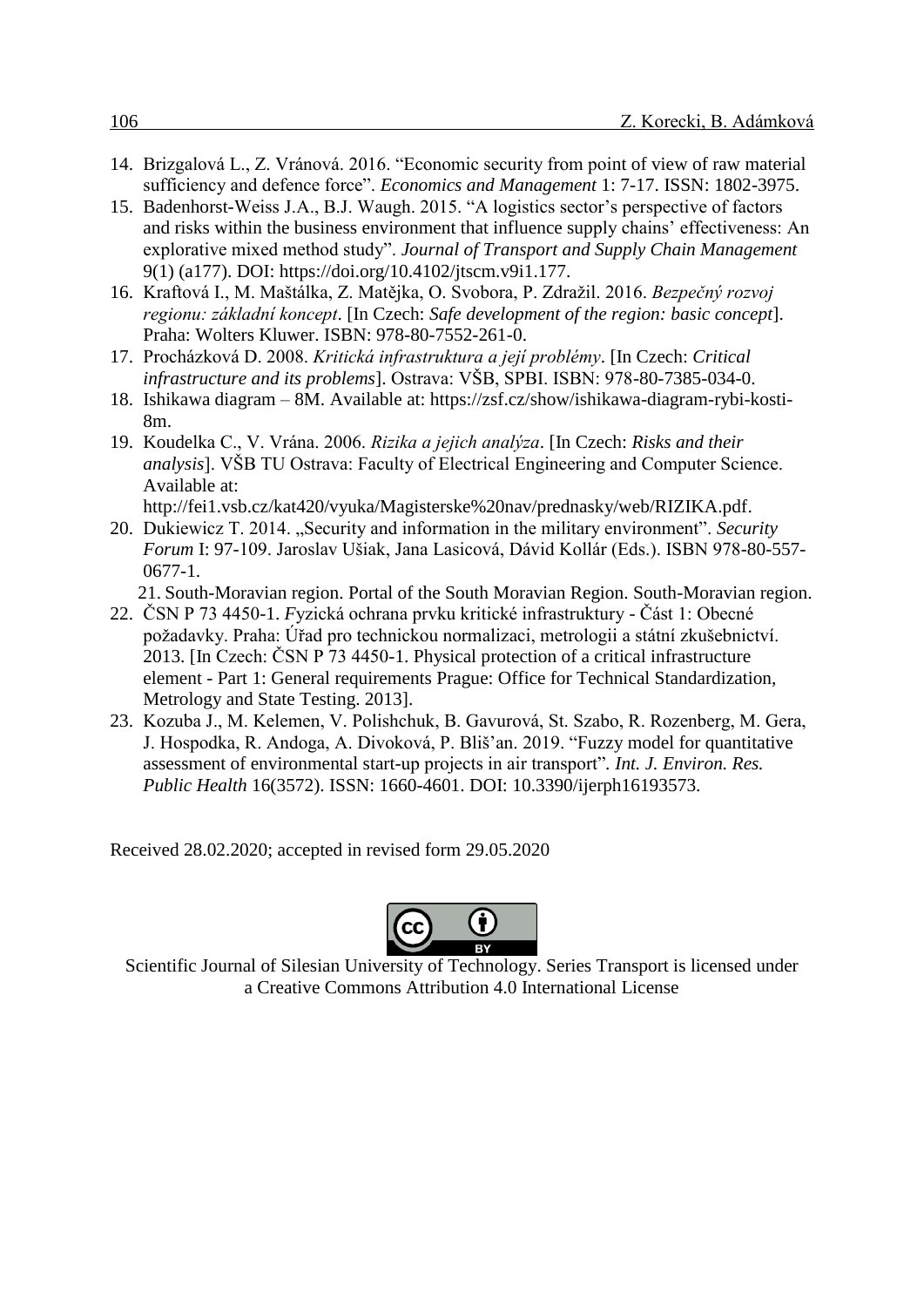14. Brizgalová L., Z. Vránová. 2016. "Economic security from point of view of raw material sufficiency and defence force". *Economics and Management* 1: 7-17. ISSN: 1802-3975.
15. Badenhorst-Weiss J.A., B.J. Waugh. 2015. "A logistics sector's perspective of factors and risks within the business environment that influence supply chains' effectiveness: An explorative mixed method study". *Journal of Transport and Supply Chain Management* 9(1) (a177). DOI: https://doi.org/10.4102/jtscm.v9i1.177.
16. Kraftová I., M. Maštálka, Z. Matějka, O. Svobora, P. Zdražil. 2016. *Bezpečný rozvoj regionu: základní koncept*. [In Czech: *Safe development of the region: basic concept*]. Praha: Wolters Kluwer. ISBN: 978-80-7552-261-0.
17. Procházková D. 2008. *Kritická infrastruktura a její problémy*. [In Czech: *Critical infrastructure and its problems*]. Ostrava: VŠB, SPBI. ISBN: 978-80-7385-034-0.
18. Ishikawa diagram – 8M. Available at: https://zsf.cz/show/ishikawa-diagram-rybi-kosti-8m.
19. Koudelka C., V. Vrána. 2006. *Rizika a jejich analýza*. [In Czech: *Risks and their analysis*]. VŠB TU Ostrava: Faculty of Electrical Engineering and Computer Science. Available at: http://fei1.vsb.cz/kat420/vyuka/Magisterske%20nav/prednasky/web/RIZIKA.pdf.
20. Dukiewicz T. 2014. „Security and information in the military environment". *Security Forum* I: 97-109. Jaroslav Ušiak, Jana Lasicová, Dávid Kollár (Eds.). ISBN 978-80-557-0677-1.
21. South-Moravian region. Portal of the South Moravian Region. South-Moravian region.
22. ČSN P 73 4450-1. Fyzická ochrana prvku kritické infrastruktury - Část 1: Obecné požadavky. Praha: Úřad pro technickou normalizaci, metrologii a státní zkušebnictví. 2013. [In Czech: ČSN P 73 4450-1. Physical protection of a critical infrastructure element - Part 1: General requirements Prague: Office for Technical Standardization, Metrology and State Testing. 2013].
23. Kozuba J., M. Kelemen, V. Polishchuk, B. Gavurová, St. Szabo, R. Rozenberg, M. Gera, J. Hospodka, R. Andoga, A. Divoková, P. Bliš'an. 2019. "Fuzzy model for quantitative assessment of environmental start-up projects in air transport". *Int. J. Environ. Res. Public Health* 16(3572). ISSN: 1660-4601. DOI: 10.3390/ijerph16193573.

Received 28.02.2020; accepted in revised form 29.05.2020

Scientific Journal of Silesian University of Technology. Series Transport is licensed under a Creative Commons Attribution 4.0 International License